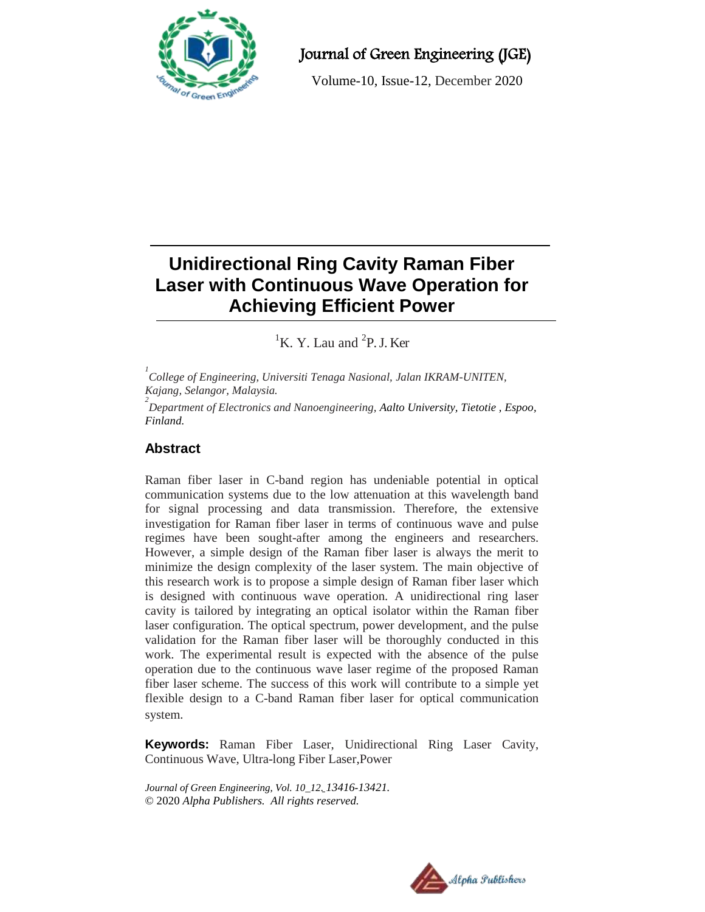# Unidirectional Ring Cavity Raman Fiber Laser with Continuous Wave Operation for Achieving Efficient Power

[1]K. Y. Lau and [2]P. J. Ker

[1] *College of Engineering, Universiti Tenaga Nasional, Jalan IKRAM-UNITEN, Kajang, Selangor, Malaysia.*

[2] *Department of Electronics and Nanoengineering, Aalto University, Tietotie , Espoo, Finland.*

## Abstract

Raman fiber laser in C-band region has undeniable potential in optical communication systems due to the low attenuation at this wavelength band for signal processing and data transmission. Therefore, the extensive investigation for Raman fiber laser in terms of continuous wave and pulse regimes have been sought-after among the engineers and researchers. However, a simple design of the Raman fiber laser is always the merit to minimize the design complexity of the laser system. The main objective of this research work is to propose a simple design of Raman fiber laser which is designed with continuous wave operation. A unidirectional ring laser cavity is tailored by integrating an optical isolator within the Raman fiber laser configuration. The optical spectrum, power development, and the pulse validation for the Raman fiber laser will be thoroughly conducted in this work. The experimental result is expected with the absence of the pulse operation due to the continuous wave laser regime of the proposed Raman fiber laser scheme. The success of this work will contribute to a simple yet flexible design to a C-band Raman fiber laser for optical communication system.

**Keywords:** Raman Fiber Laser, Unidirectional Ring Laser Cavity, Continuous Wave, Ultra-long Fiber Laser,Power

*Journal of Green Engineering, Vol. 10_12. 13416-13421.*
© 2020 *Alpha Publishers. All rights reserved.*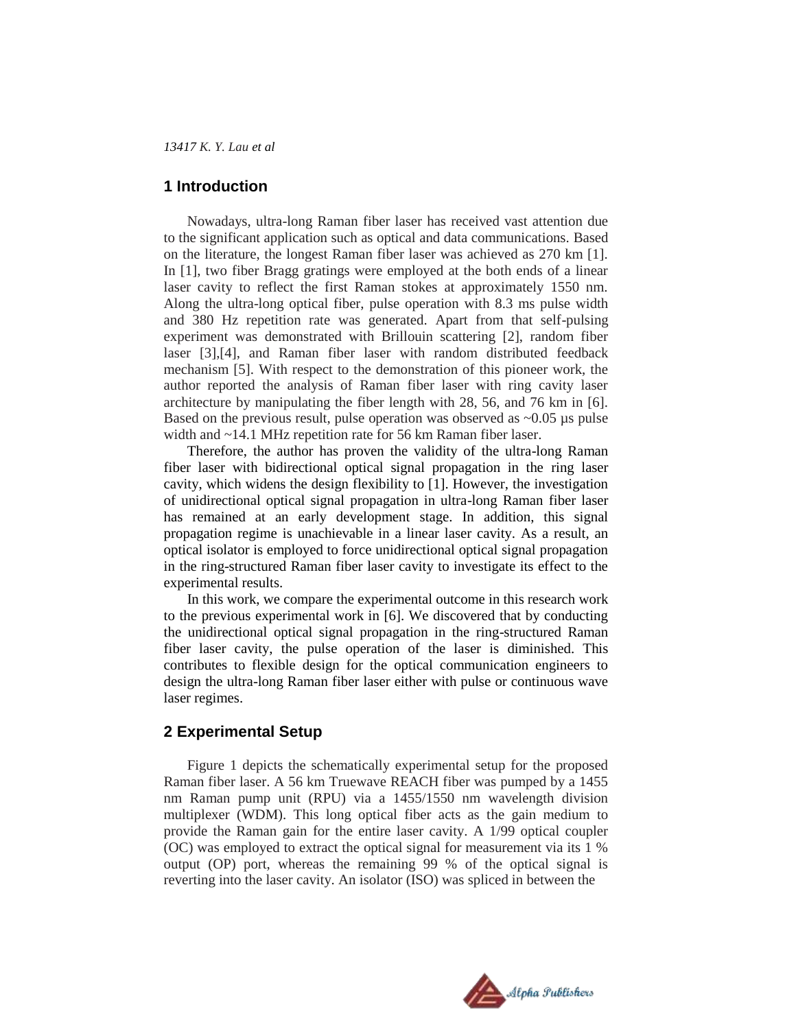## 1 Introduction

Nowadays, ultra-long Raman fiber laser has received vast attention due to the significant application such as optical and data communications. Based on the literature, the longest Raman fiber laser was achieved as 270 km [1]. In [1], two fiber Bragg gratings were employed at the both ends of a linear laser cavity to reflect the first Raman stokes at approximately 1550 nm. Along the ultra-long optical fiber, pulse operation with 8.3 ms pulse width and 380 Hz repetition rate was generated. Apart from that self-pulsing experiment was demonstrated with Brillouin scattering [2], random fiber laser [3],[4], and Raman fiber laser with random distributed feedback mechanism [5]. With respect to the demonstration of this pioneer work, the author reported the analysis of Raman fiber laser with ring cavity laser architecture by manipulating the fiber length with 28, 56, and 76 km in [6]. Based on the previous result, pulse operation was observed as ~0.05 µs pulse width and ~14.1 MHz repetition rate for 56 km Raman fiber laser.

Therefore, the author has proven the validity of the ultra-long Raman fiber laser with bidirectional optical signal propagation in the ring laser cavity, which widens the design flexibility to [1]. However, the investigation of unidirectional optical signal propagation in ultra-long Raman fiber laser has remained at an early development stage. In addition, this signal propagation regime is unachievable in a linear laser cavity. As a result, an optical isolator is employed to force unidirectional optical signal propagation in the ring-structured Raman fiber laser cavity to investigate its effect to the experimental results.

In this work, we compare the experimental outcome in this research work to the previous experimental work in [6]. We discovered that by conducting the unidirectional optical signal propagation in the ring-structured Raman fiber laser cavity, the pulse operation of the laser is diminished. This contributes to flexible design for the optical communication engineers to design the ultra-long Raman fiber laser either with pulse or continuous wave laser regimes.

## 2 Experimental Setup

Figure 1 depicts the schematically experimental setup for the proposed Raman fiber laser. A 56 km Truewave REACH fiber was pumped by a 1455 nm Raman pump unit (RPU) via a 1455/1550 nm wavelength division multiplexer (WDM). This long optical fiber acts as the gain medium to provide the Raman gain for the entire laser cavity. A 1/99 optical coupler (OC) was employed to extract the optical signal for measurement via its 1 % output (OP) port, whereas the remaining 99 % of the optical signal is reverting into the laser cavity. An isolator (ISO) was spliced in between the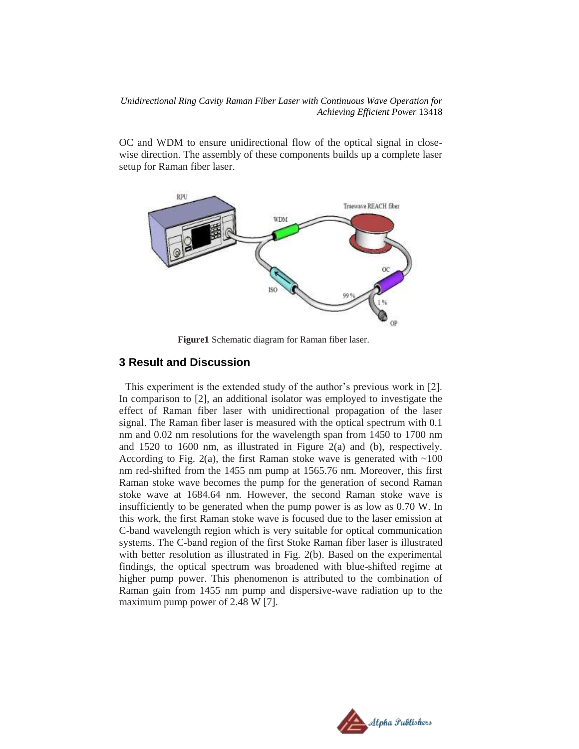OC and WDM to ensure unidirectional flow of the optical signal in close-wise direction. The assembly of these components builds up a complete laser setup for Raman fiber laser.

**Figure1** Schematic diagram for Raman fiber laser.

## 3 Result and Discussion

This experiment is the extended study of the author's previous work in [2]. In comparison to [2], an additional isolator was employed to investigate the effect of Raman fiber laser with unidirectional propagation of the laser signal. The Raman fiber laser is measured with the optical spectrum with 0.1 nm and 0.02 nm resolutions for the wavelength span from 1450 to 1700 nm and 1520 to 1600 nm, as illustrated in Figure 2(a) and (b), respectively. According to Fig. 2(a), the first Raman stoke wave is generated with ~100 nm red-shifted from the 1455 nm pump at 1565.76 nm. Moreover, this first Raman stoke wave becomes the pump for the generation of second Raman stoke wave at 1684.64 nm. However, the second Raman stoke wave is insufficiently to be generated when the pump power is as low as 0.70 W. In this work, the first Raman stoke wave is focused due to the laser emission at C-band wavelength region which is very suitable for optical communication systems. The C-band region of the first Stoke Raman fiber laser is illustrated with better resolution as illustrated in Fig. 2(b). Based on the experimental findings, the optical spectrum was broadened with blue-shifted regime at higher pump power. This phenomenon is attributed to the combination of Raman gain from 1455 nm pump and dispersive-wave radiation up to the maximum pump power of 2.48 W [7].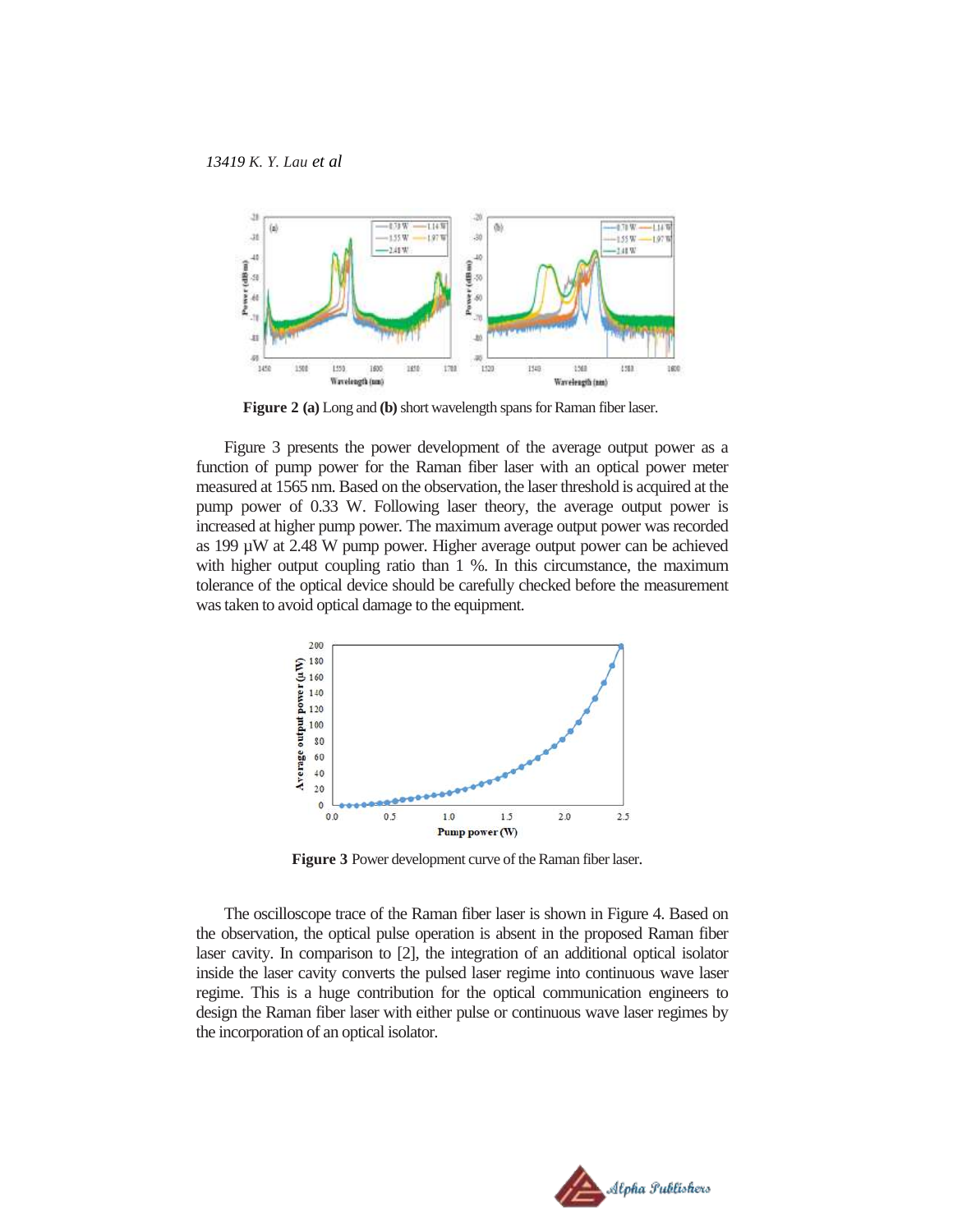**Figure 2 (a)** Long and **(b)** short wavelength spans for Raman fiber laser.

Figure 3 presents the power development of the average output power as a function of pump power for the Raman fiber laser with an optical power meter measured at 1565 nm. Based on the observation, the laser threshold is acquired at the pump power of 0.33 W. Following laser theory, the average output power is increased at higher pump power. The maximum average output power was recorded as 199 µW at 2.48 W pump power. Higher average output power can be achieved with higher output coupling ratio than 1 %. In this circumstance, the maximum tolerance of the optical device should be carefully checked before the measurement was taken to avoid optical damage to the equipment.

**Figure 3** Power development curve of the Raman fiber laser.

The oscilloscope trace of the Raman fiber laser is shown in Figure 4. Based on the observation, the optical pulse operation is absent in the proposed Raman fiber laser cavity. In comparison to [2], the integration of an additional optical isolator inside the laser cavity converts the pulsed laser regime into continuous wave laser regime. This is a huge contribution for the optical communication engineers to design the Raman fiber laser with either pulse or continuous wave laser regimes by the incorporation of an optical isolator.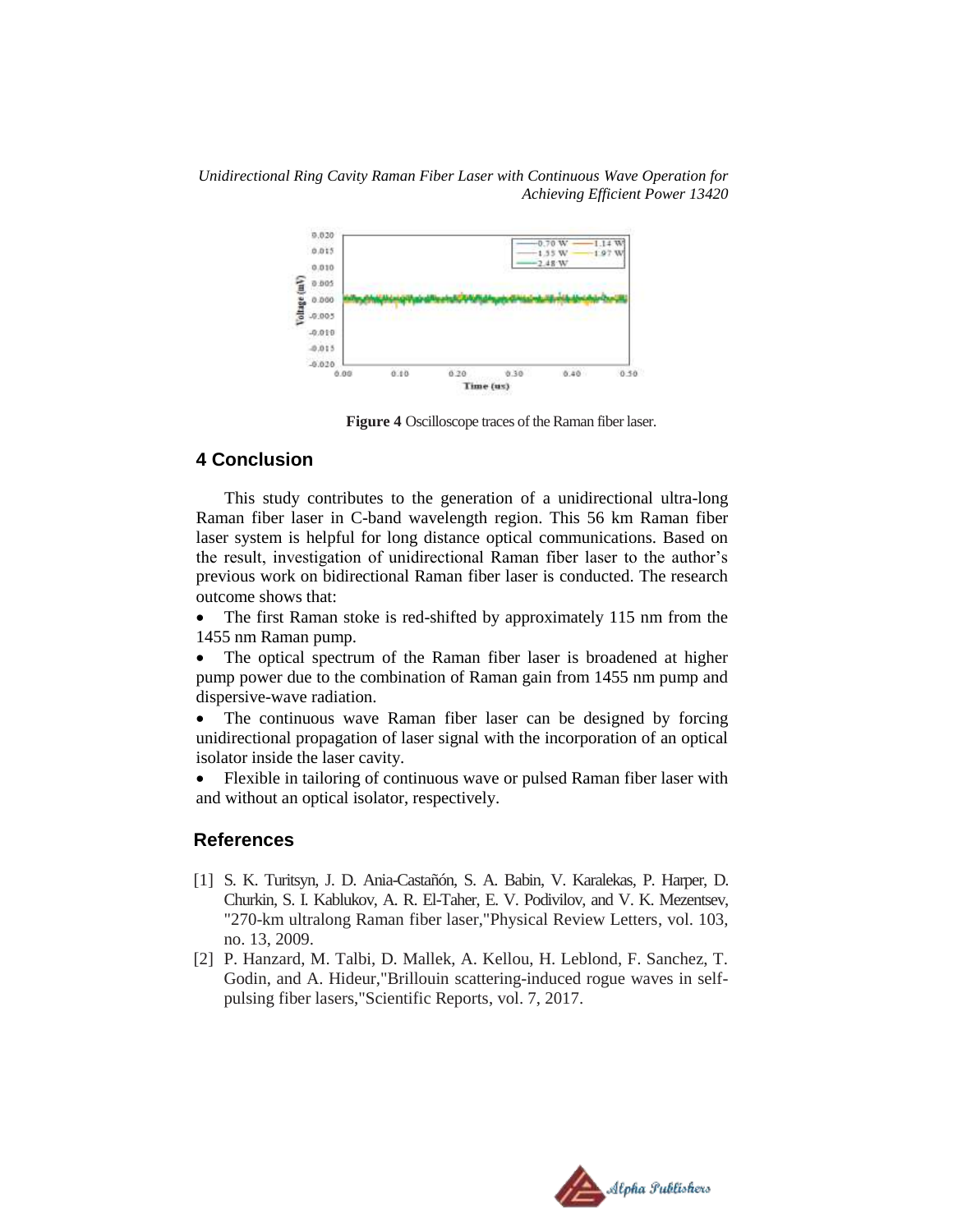Figure 4 Oscilloscope traces of the Raman fiber laser.

## 4 Conclusion

This study contributes to the generation of a unidirectional ultra-long Raman fiber laser in C-band wavelength region. This 56 km Raman fiber laser system is helpful for long distance optical communications. Based on the result, investigation of unidirectional Raman fiber laser to the author's previous work on bidirectional Raman fiber laser is conducted. The research outcome shows that:

- The first Raman stoke is red-shifted by approximately 115 nm from the 1455 nm Raman pump.
- The optical spectrum of the Raman fiber laser is broadened at higher pump power due to the combination of Raman gain from 1455 nm pump and dispersive-wave radiation.
- The continuous wave Raman fiber laser can be designed by forcing unidirectional propagation of laser signal with the incorporation of an optical isolator inside the laser cavity.
- Flexible in tailoring of continuous wave or pulsed Raman fiber laser with and without an optical isolator, respectively.

## References

[1] S. K. Turitsyn, J. D. Ania-Castañón, S. A. Babin, V. Karalekas, P. Harper, D. Churkin, S. I. Kablukov, A. R. El-Taher, E. V. Podivilov, and V. K. Mezentsev, "270-km ultralong Raman fiber laser,"Physical Review Letters, vol. 103, no. 13, 2009.

[2] P. Hanzard, M. Talbi, D. Mallek, A. Kellou, H. Leblond, F. Sanchez, T. Godin, and A. Hideur,"Brillouin scattering-induced rogue waves in self-pulsing fiber lasers,"Scientific Reports, vol. 7, 2017.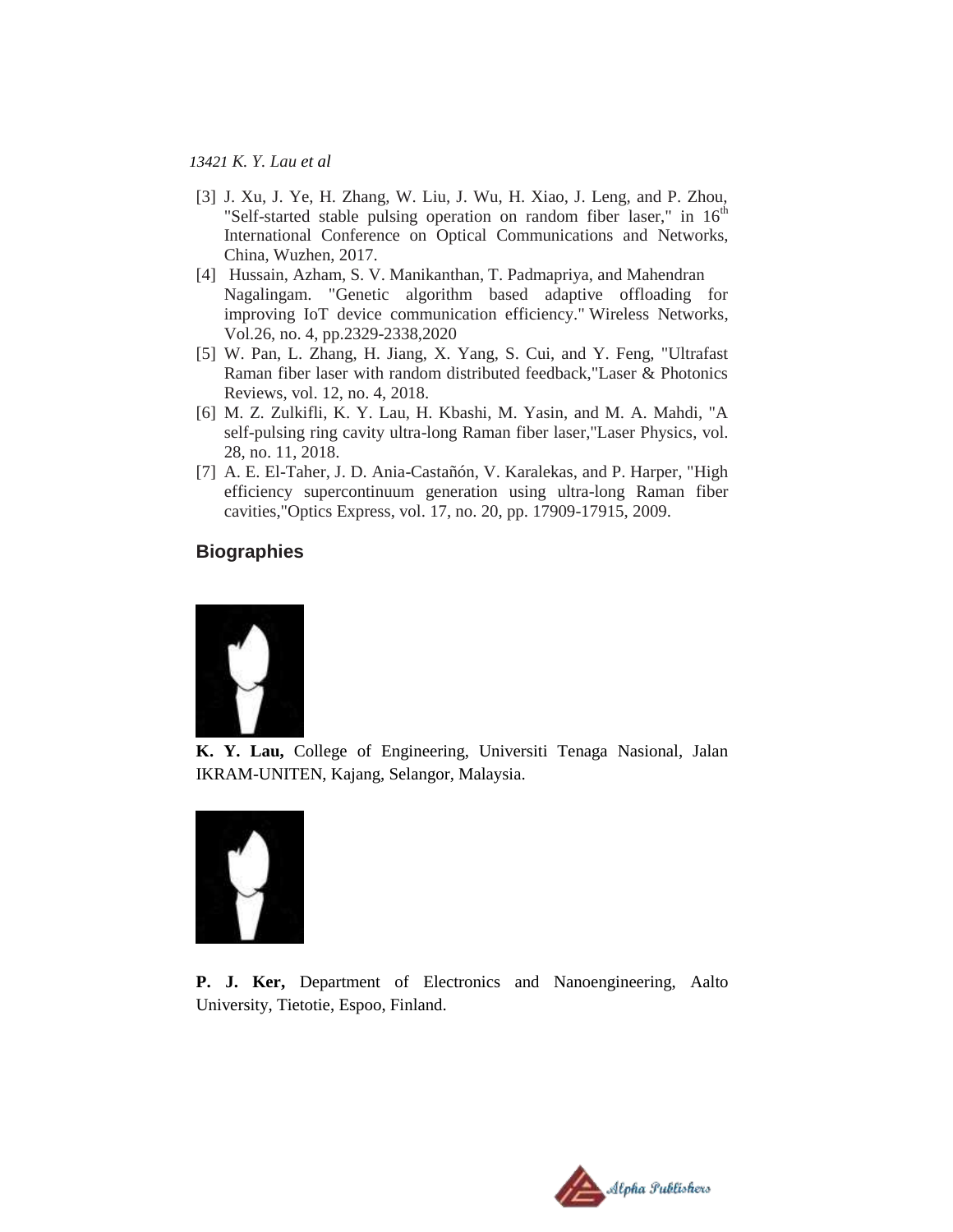[3] J. Xu, J. Ye, H. Zhang, W. Liu, J. Wu, H. Xiao, J. Leng, and P. Zhou, "Self-started stable pulsing operation on random fiber laser," in 16th International Conference on Optical Communications and Networks, China, Wuzhen, 2017.

[4] Hussain, Azham, S. V. Manikanthan, T. Padmapriya, and Mahendran Nagalingam. "Genetic algorithm based adaptive offloading for improving IoT device communication efficiency." Wireless Networks, Vol.26, no. 4, pp.2329-2338,2020

[5] W. Pan, L. Zhang, H. Jiang, X. Yang, S. Cui, and Y. Feng, "Ultrafast Raman fiber laser with random distributed feedback,"Laser & Photonics Reviews, vol. 12, no. 4, 2018.

[6] M. Z. Zulkifli, K. Y. Lau, H. Kbashi, M. Yasin, and M. A. Mahdi, "A self-pulsing ring cavity ultra-long Raman fiber laser,"Laser Physics, vol. 28, no. 11, 2018.

[7] A. E. El-Taher, J. D. Ania-Castañón, V. Karalekas, and P. Harper, "High efficiency supercontinuum generation using ultra-long Raman fiber cavities,"Optics Express, vol. 17, no. 20, pp. 17909-17915, 2009.

## Biographies

**K. Y. Lau,** College of Engineering, Universiti Tenaga Nasional, Jalan IKRAM-UNITEN, Kajang, Selangor, Malaysia.

**P. J. Ker,** Department of Electronics and Nanoengineering, Aalto University, Tietotie, Espoo, Finland.